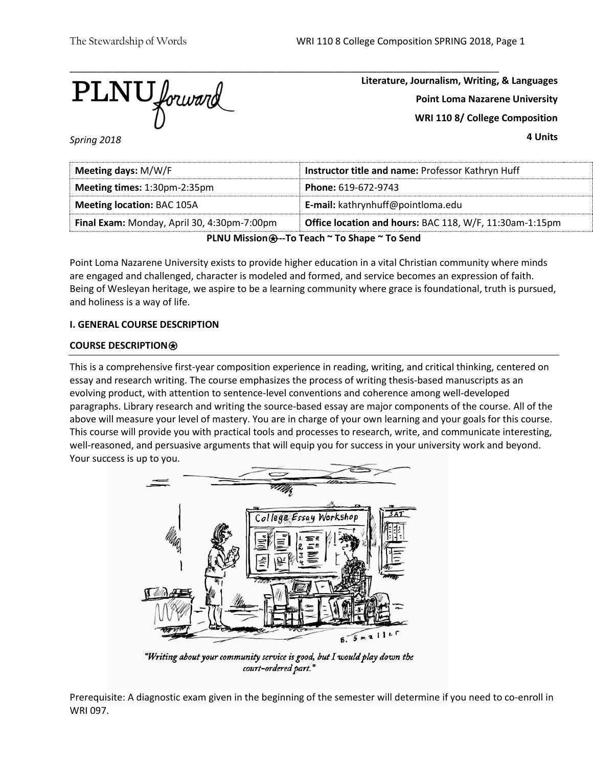PLNU forward

**Literature, Journalism, Writing, & Languages**

**Point Loma Nazarene University**

**WRI 110 8/ College Composition**

**4 Units**

*Spring 2018*

| **Meeting days:** M/W/F | **Instructor title and name:** Professor Kathryn Huff |
|---|---|
| **Meeting times:** 1:30pm-2:35pm | **Phone:** 619-672-9743 |
| **Meeting location:** BAC 105A | **E-mail:** kathrynhuff@pointloma.edu |
| **Final Exam:** Monday, April 30, 4:30pm-7:00pm | **Office location and hours:** BAC 118, W/F, 11:30am-1:15pm |

**PLNU Mission⍟--To Teach ~ To Shape ~ To Send**

Point Loma Nazarene University exists to provide higher education in a vital Christian community where minds are engaged and challenged, character is modeled and formed, and service becomes an expression of faith. Being of Wesleyan heritage, we aspire to be a learning community where grace is foundational, truth is pursued, and holiness is a way of life.

## I. GENERAL COURSE DESCRIPTION

### COURSE DESCRIPTION⍟

This is a comprehensive first-year composition experience in reading, writing, and critical thinking, centered on essay and research writing. The course emphasizes the process of writing thesis-based manuscripts as an evolving product, with attention to sentence-level conventions and coherence among well-developed paragraphs. Library research and writing the source-based essay are major components of the course. All of the above will measure your level of mastery. You are in charge of your own learning and your goals for this course. This course will provide you with practical tools and processes to research, write, and communicate interesting, well-reasoned, and persuasive arguments that will equip you for success in your university work and beyond. Your success is up to you.

*"Writing about your community service is good, but I would play down the court-ordered part."*

Prerequisite: A diagnostic exam given in the beginning of the semester will determine if you need to co-enroll in WRI 097.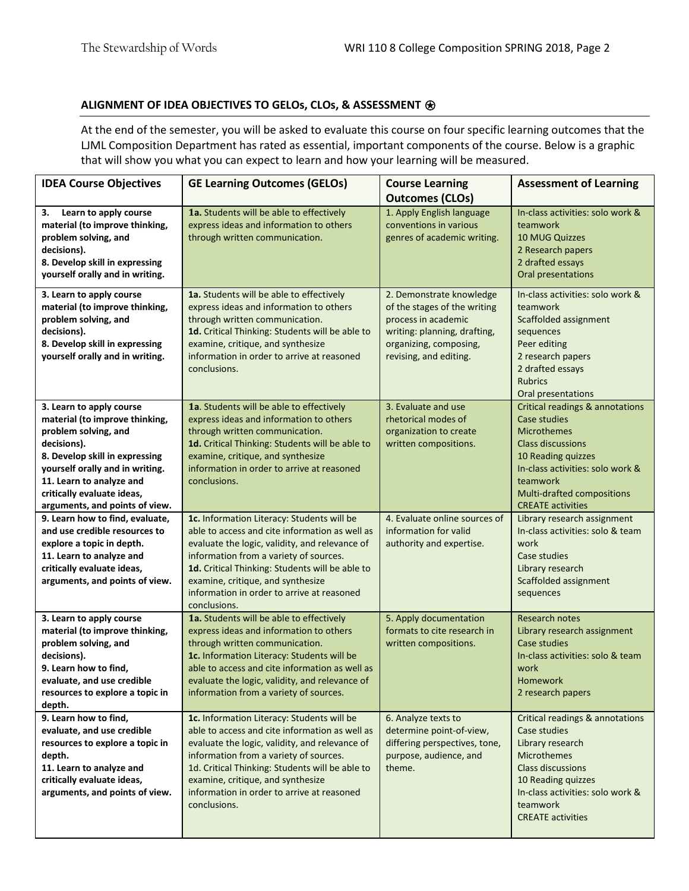## ALIGNMENT OF IDEA OBJECTIVES TO GELOs, CLOs, & ASSESSMENT ⊛

At the end of the semester, you will be asked to evaluate this course on four specific learning outcomes that the LJML Composition Department has rated as essential, important components of the course. Below is a graphic that will show you what you can expect to learn and how your learning will be measured.

| IDEA Course Objectives | GE Learning Outcomes (GELOs) | Course Learning Outcomes (CLOs) | Assessment of Learning |
|---|---|---|---|
| **3. Learn to apply course material (to improve thinking, problem solving, and decisions).** <br> **8. Develop skill in expressing yourself orally and in writing.** | **1a.** Students will be able to effectively express ideas and information to others through written communication. | 1. Apply English language conventions in various genres of academic writing. | In-class activities: solo work & teamwork <br> 10 MUG Quizzes <br> 2 Research papers <br> 2 drafted essays <br> Oral presentations |
| **3. Learn to apply course material (to improve thinking, problem solving, and decisions).** <br> **8. Develop skill in expressing yourself orally and in writing.** | **1a.** Students will be able to effectively express ideas and information to others through written communication. <br> **1d.** Critical Thinking: Students will be able to examine, critique, and synthesize information in order to arrive at reasoned conclusions. | 2. Demonstrate knowledge of the stages of the writing process in academic writing: planning, drafting, organizing, composing, revising, and editing. | In-class activities: solo work & teamwork <br> Scaffolded assignment sequences <br> Peer editing <br> 2 research papers <br> 2 drafted essays <br> Rubrics <br> Oral presentations |
| **3. Learn to apply course material (to improve thinking, problem solving, and decisions).** <br> **8. Develop skill in expressing yourself orally and in writing.** <br> **11. Learn to analyze and critically evaluate ideas, arguments, and points of view.** | **1a**. Students will be able to effectively express ideas and information to others through written communication. <br> **1d.** Critical Thinking: Students will be able to examine, critique, and synthesize information in order to arrive at reasoned conclusions. | 3. Evaluate and use rhetorical modes of organization to create written compositions. | Critical readings & annotations <br> Case studies <br> Microthemes <br> Class discussions <br> 10 Reading quizzes <br> In-class activities: solo work & teamwork <br> Multi-drafted compositions <br> CREATE activities |
| **9. Learn how to find, evaluate, and use credible resources to explore a topic in depth.** <br> **11. Learn to analyze and critically evaluate ideas, arguments, and points of view.** | **1c.** Information Literacy: Students will be able to access and cite information as well as evaluate the logic, validity, and relevance of information from a variety of sources. <br> **1d.** Critical Thinking: Students will be able to examine, critique, and synthesize information in order to arrive at reasoned conclusions. | 4. Evaluate online sources of information for valid authority and expertise. | Library research assignment <br> In-class activities: solo & team work <br> Case studies <br> Library research <br> Scaffolded assignment sequences |
| **3. Learn to apply course material (to improve thinking, problem solving, and decisions).** <br> **9. Learn how to find, evaluate, and use credible resources to explore a topic in depth.** | **1a.** Students will be able to effectively express ideas and information to others through written communication. <br> **1c.** Information Literacy: Students will be able to access and cite information as well as evaluate the logic, validity, and relevance of information from a variety of sources. | 5. Apply documentation formats to cite research in written compositions. | Research notes <br> Library research assignment <br> Case studies <br> In-class activities: solo & team work <br> Homework <br> 2 research papers |
| **9. Learn how to find, evaluate, and use credible resources to explore a topic in depth.** <br> **11. Learn to analyze and critically evaluate ideas, arguments, and points of view.** | **1c.** Information Literacy: Students will be able to access and cite information as well as evaluate the logic, validity, and relevance of information from a variety of sources. <br> 1d. Critical Thinking: Students will be able to examine, critique, and synthesize information in order to arrive at reasoned conclusions. | 6. Analyze texts to determine point-of-view, differing perspectives, tone, purpose, audience, and theme. | Critical readings & annotations <br> Case studies <br> Library research <br> Microthemes <br> Class discussions <br> 10 Reading quizzes <br> In-class activities: solo work & teamwork <br> CREATE activities |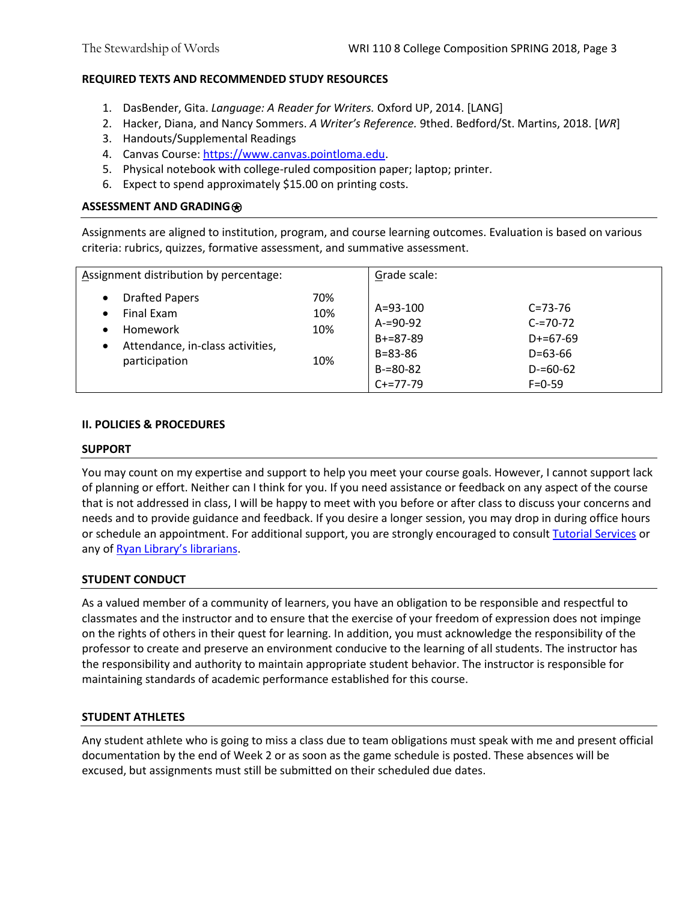**REQUIRED TEXTS AND RECOMMENDED STUDY RESOURCES**

1. DasBender, Gita. *Language: A Reader for Writers.* Oxford UP, 2014. [LANG]
2. Hacker, Diana, and Nancy Sommers. *A Writer's Reference.* 9thed. Bedford/St. Martins, 2018. [*WR*]
3. Handouts/Supplemental Readings
4. Canvas Course: [https://www.canvas.pointloma.edu](https://www.canvas.pointloma.edu).
5. Physical notebook with college-ruled composition paper; laptop; printer.
6. Expect to spend approximately $15.00 on printing costs.

## ASSESSMENT AND GRADING⍟

Assignments are aligned to institution, program, and course learning outcomes. Evaluation is based on various criteria: rubrics, quizzes, formative assessment, and summative assessment.

| Assignment distribution by percentage: | | Grade scale: | |
|---|---|---|---|
| • Drafted Papers | 70% | A=93-100 | C=73-76 |
| • Final Exam | 10% | A-=90-92 | C-=70-72 |
| • Homework | 10% | B+=87-89 | D+=67-69 |
| • Attendance, in-class activities, participation | 10% | B=83-86 | D=63-66 |
| | | B-=80-82 | D-=60-62 |
| | | C+=77-79 | F=0-59 |

## II. POLICIES & PROCEDURES

### SUPPORT

You may count on my expertise and support to help you meet your course goals. However, I cannot support lack of planning or effort. Neither can I think for you. If you need assistance or feedback on any aspect of the course that is not addressed in class, I will be happy to meet with you before or after class to discuss your concerns and needs and to provide guidance and feedback. If you desire a longer session, you may drop in during office hours or schedule an appointment. For additional support, you are strongly encouraged to consult Tutorial Services or any of Ryan Library's librarians.

### STUDENT CONDUCT

As a valued member of a community of learners, you have an obligation to be responsible and respectful to classmates and the instructor and to ensure that the exercise of your freedom of expression does not impinge on the rights of others in their quest for learning. In addition, you must acknowledge the responsibility of the professor to create and preserve an environment conducive to the learning of all students. The instructor has the responsibility and authority to maintain appropriate student behavior. The instructor is responsible for maintaining standards of academic performance established for this course.

### STUDENT ATHLETES

Any student athlete who is going to miss a class due to team obligations must speak with me and present official documentation by the end of Week 2 or as soon as the game schedule is posted. These absences will be excused, but assignments must still be submitted on their scheduled due dates.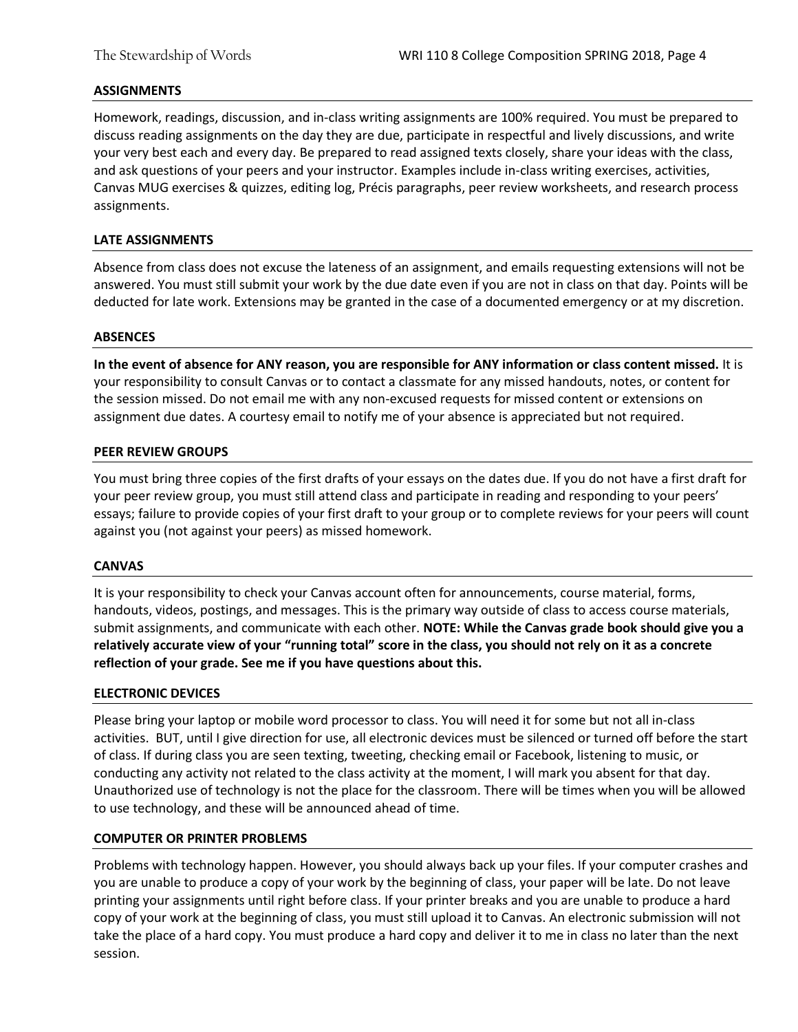## ASSIGNMENTS

Homework, readings, discussion, and in-class writing assignments are 100% required. You must be prepared to discuss reading assignments on the day they are due, participate in respectful and lively discussions, and write your very best each and every day. Be prepared to read assigned texts closely, share your ideas with the class, and ask questions of your peers and your instructor. Examples include in-class writing exercises, activities, Canvas MUG exercises & quizzes, editing log, Précis paragraphs, peer review worksheets, and research process assignments.

## LATE ASSIGNMENTS

Absence from class does not excuse the lateness of an assignment, and emails requesting extensions will not be answered. You must still submit your work by the due date even if you are not in class on that day. Points will be deducted for late work. Extensions may be granted in the case of a documented emergency or at my discretion.

## ABSENCES

**In the event of absence for ANY reason, you are responsible for ANY information or class content missed.** It is your responsibility to consult Canvas or to contact a classmate for any missed handouts, notes, or content for the session missed. Do not email me with any non-excused requests for missed content or extensions on assignment due dates. A courtesy email to notify me of your absence is appreciated but not required.

## PEER REVIEW GROUPS

You must bring three copies of the first drafts of your essays on the dates due. If you do not have a first draft for your peer review group, you must still attend class and participate in reading and responding to your peers' essays; failure to provide copies of your first draft to your group or to complete reviews for your peers will count against you (not against your peers) as missed homework.

## CANVAS

It is your responsibility to check your Canvas account often for announcements, course material, forms, handouts, videos, postings, and messages. This is the primary way outside of class to access course materials, submit assignments, and communicate with each other. **NOTE: While the Canvas grade book should give you a relatively accurate view of your "running total" score in the class, you should not rely on it as a concrete reflection of your grade. See me if you have questions about this.**

## ELECTRONIC DEVICES

Please bring your laptop or mobile word processor to class. You will need it for some but not all in-class activities. BUT, until I give direction for use, all electronic devices must be silenced or turned off before the start of class. If during class you are seen texting, tweeting, checking email or Facebook, listening to music, or conducting any activity not related to the class activity at the moment, I will mark you absent for that day. Unauthorized use of technology is not the place for the classroom. There will be times when you will be allowed to use technology, and these will be announced ahead of time.

## COMPUTER OR PRINTER PROBLEMS

Problems with technology happen. However, you should always back up your files. If your computer crashes and you are unable to produce a copy of your work by the beginning of class, your paper will be late. Do not leave printing your assignments until right before class. If your printer breaks and you are unable to produce a hard copy of your work at the beginning of class, you must still upload it to Canvas. An electronic submission will not take the place of a hard copy. You must produce a hard copy and deliver it to me in class no later than the next session.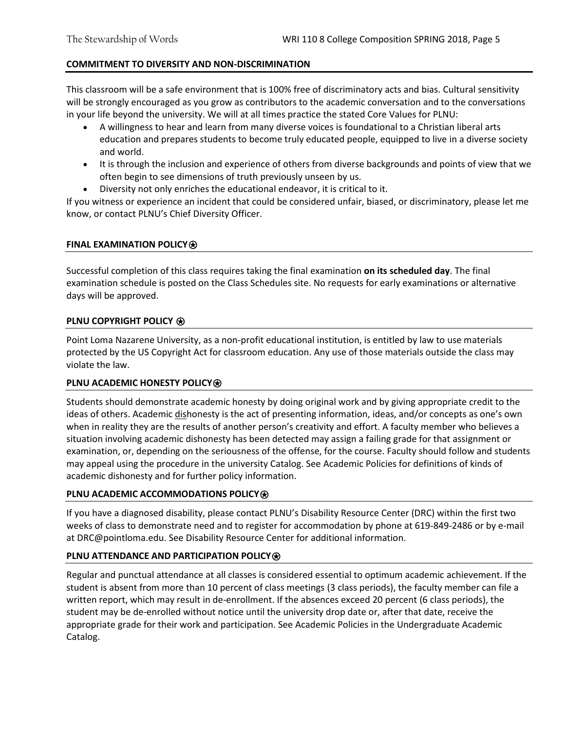## COMMITMENT TO DIVERSITY AND NON-DISCRIMINATION

This classroom will be a safe environment that is 100% free of discriminatory acts and bias. Cultural sensitivity will be strongly encouraged as you grow as contributors to the academic conversation and to the conversations in your life beyond the university. We will at all times practice the stated Core Values for PLNU:

- A willingness to hear and learn from many diverse voices is foundational to a Christian liberal arts education and prepares students to become truly educated people, equipped to live in a diverse society and world.
- It is through the inclusion and experience of others from diverse backgrounds and points of view that we often begin to see dimensions of truth previously unseen by us.
- Diversity not only enriches the educational endeavor, it is critical to it.

If you witness or experience an incident that could be considered unfair, biased, or discriminatory, please let me know, or contact PLNU's Chief Diversity Officer.

## FINAL EXAMINATION POLICY⍟

Successful completion of this class requires taking the final examination **on its scheduled day**. The final examination schedule is posted on the Class Schedules site. No requests for early examinations or alternative days will be approved.

## PLNU COPYRIGHT POLICY ⍟

Point Loma Nazarene University, as a non-profit educational institution, is entitled by law to use materials protected by the US Copyright Act for classroom education. Any use of those materials outside the class may violate the law.

## PLNU ACADEMIC HONESTY POLICY⍟

Students should demonstrate academic honesty by doing original work and by giving appropriate credit to the ideas of others. Academic <u>dis</u>honesty is the act of presenting information, ideas, and/or concepts as one's own when in reality they are the results of another person's creativity and effort. A faculty member who believes a situation involving academic dishonesty has been detected may assign a failing grade for that assignment or examination, or, depending on the seriousness of the offense, for the course. Faculty should follow and students may appeal using the procedure in the university Catalog. See Academic Policies for definitions of kinds of academic dishonesty and for further policy information.

## PLNU ACADEMIC ACCOMMODATIONS POLICY⍟

If you have a diagnosed disability, please contact PLNU's Disability Resource Center (DRC) within the first two weeks of class to demonstrate need and to register for accommodation by phone at 619-849-2486 or by e-mail at DRC@pointloma.edu. See Disability Resource Center for additional information.

## PLNU ATTENDANCE AND PARTICIPATION POLICY⍟

Regular and punctual attendance at all classes is considered essential to optimum academic achievement. If the student is absent from more than 10 percent of class meetings (3 class periods), the faculty member can file a written report, which may result in de-enrollment. If the absences exceed 20 percent (6 class periods), the student may be de-enrolled without notice until the university drop date or, after that date, receive the appropriate grade for their work and participation. See Academic Policies in the Undergraduate Academic Catalog.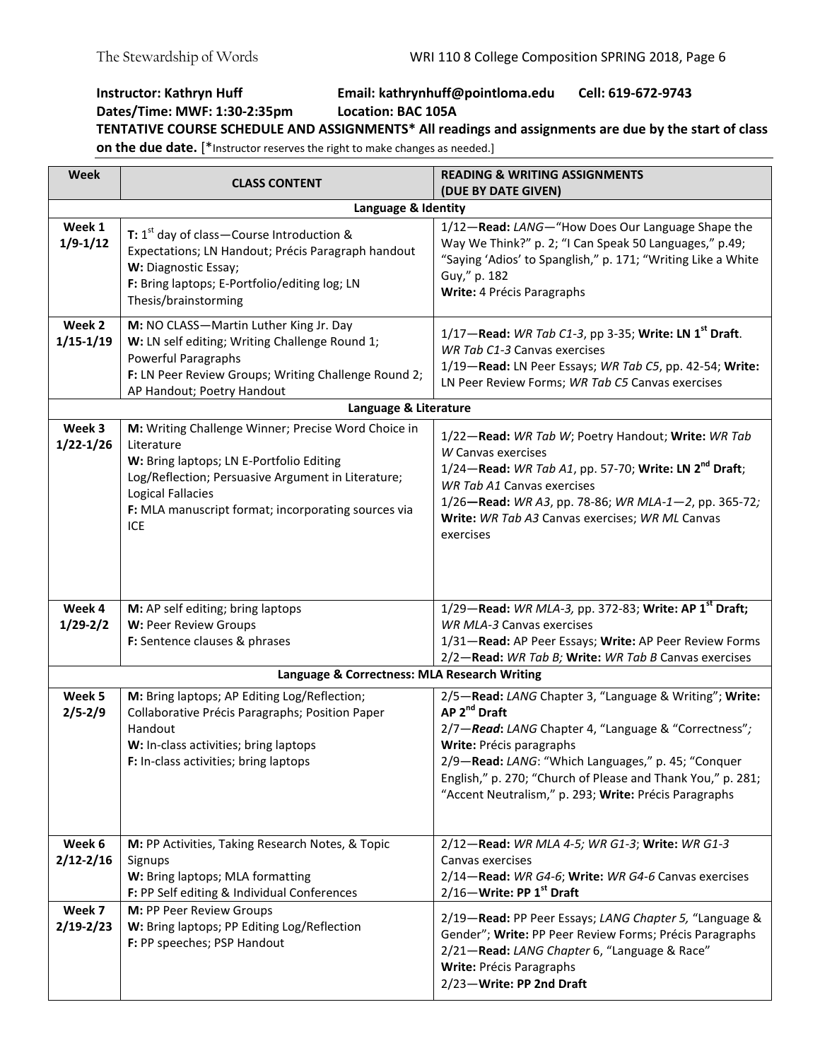**Instructor: Kathryn Huff** **Email: kathrynhuff@pointloma.edu** **Cell: 619-672-9743**
**Dates/Time: MWF: 1:30-2:35pm** **Location: BAC 105A**

**TENTATIVE COURSE SCHEDULE AND ASSIGNMENTS* All readings and assignments are due by the start of class on the due date.** [*Instructor reserves the right to make changes as needed.]

| Week | CLASS CONTENT | READING & WRITING ASSIGNMENTS (DUE BY DATE GIVEN) |
|---|---|---|
| | **Language & Identity** | |
| Week 1 1/9-1/12 | **T:** 1st day of class—Course Introduction & Expectations; LN Handout; Précis Paragraph handout<br>**W:** Diagnostic Essay;<br>**F:** Bring laptops; E-Portfolio/editing log; LN Thesis/brainstorming | 1/12—**Read:** *LANG*—"How Does Our Language Shape the Way We Think?" p. 2; "I Can Speak 50 Languages," p.49; "Saying 'Adios' to Spanglish," p. 171; "Writing Like a White Guy," p. 182<br>**Write:** 4 Précis Paragraphs |
| Week 2 1/15-1/19 | **M:** NO CLASS—Martin Luther King Jr. Day<br>**W:** LN self editing; Writing Challenge Round 1; Powerful Paragraphs<br>**F:** LN Peer Review Groups; Writing Challenge Round 2; AP Handout; Poetry Handout | 1/17—**Read:** *WR Tab C1-3*, pp 3-35; **Write: LN 1st Draft**. *WR Tab C1-3* Canvas exercises<br>1/19—**Read:** LN Peer Essays; *WR Tab C5*, pp. 42-54; **Write:** LN Peer Review Forms; *WR Tab C5* Canvas exercises |
| | **Language & Literature** | |
| Week 3 1/22-1/26 | **M:** Writing Challenge Winner; Precise Word Choice in Literature<br>**W:** Bring laptops; LN E-Portfolio Editing Log/Reflection; Persuasive Argument in Literature; Logical Fallacies<br>**F:** MLA manuscript format; incorporating sources via ICE | 1/22—**Read:** *WR Tab W*; Poetry Handout; **Write:** *WR Tab W* Canvas exercises<br>1/24—**Read:** *WR Tab A1*, pp. 57-70; **Write: LN 2nd Draft**; *WR Tab A1* Canvas exercises<br>1/26—**Read:** *WR A3*, pp. 78-86; *WR MLA-1—2*, pp. 365-72; **Write:** *WR Tab A3* Canvas exercises; *WR ML* Canvas exercises |
| Week 4 1/29-2/2 | **M:** AP self editing; bring laptops<br>**W:** Peer Review Groups<br>**F:** Sentence clauses & phrases | 1/29—**Read:** *WR MLA-3*, pp. 372-83; **Write: AP 1st Draft;** *WR MLA-3* Canvas exercises<br>1/31—**Read:** AP Peer Essays; **Write:** AP Peer Review Forms<br>2/2—**Read:** *WR Tab B;* **Write:** *WR Tab B* Canvas exercises |
| | **Language & Correctness: MLA Research Writing** | |
| Week 5 2/5-2/9 | **M:** Bring laptops; AP Editing Log/Reflection; Collaborative Précis Paragraphs; Position Paper Handout<br>**W:** In-class activities; bring laptops<br>**F:** In-class activities; bring laptops | 2/5—**Read:** *LANG* Chapter 3, "Language & Writing"; **Write: AP 2nd Draft**<br>2/7—***Read*:** *LANG* Chapter 4, "Language & "Correctness"; **Write:** Précis paragraphs<br>2/9—**Read:** *LANG*: "Which Languages," p. 45; "Conquer English," p. 270; "Church of Please and Thank You," p. 281; "Accent Neutralism," p. 293; **Write:** Précis Paragraphs |
| Week 6 2/12-2/16 | **M:** PP Activities, Taking Research Notes, & Topic Signups<br>**W:** Bring laptops; MLA formatting<br>**F:** PP Self editing & Individual Conferences | 2/12—**Read:** *WR MLA 4-5; WR G1-3*; **Write:** *WR G1-3* Canvas exercises<br>2/14—**Read:** *WR G4-6*; **Write:** *WR G4-6* Canvas exercises<br>2/16—**Write: PP 1st Draft** |
| Week 7 2/19-2/23 | **M:** PP Peer Review Groups<br>**W:** Bring laptops; PP Editing Log/Reflection<br>**F:** PP speeches; PSP Handout | 2/19—**Read:** PP Peer Essays; *LANG Chapter 5,* "Language & Gender"; **Write:** PP Peer Review Forms; Précis Paragraphs<br>2/21—**Read:** *LANG Chapter* 6, "Language & Race"<br>**Write:** Précis Paragraphs<br>2/23—**Write: PP 2nd Draft** |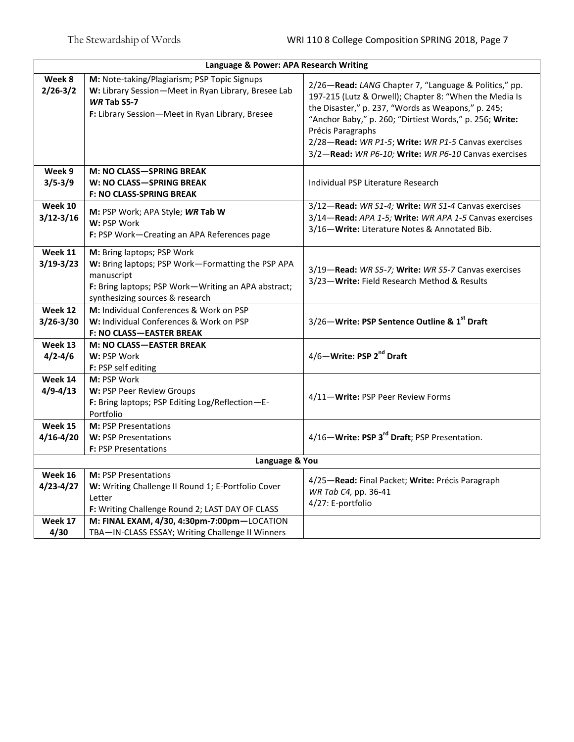| | | |
|---|---|---|
| **Language & Power: APA Research Writing** | | |
| **Week 8 2/26-3/2** | **M:** Note-taking/Plagiarism; PSP Topic Signups<br>**W:** Library Session—Meet in Ryan Library, Bresee Lab ***WR* Tab S5-7**<br>**F:** Library Session—Meet in Ryan Library, Bresee | 2/26—**Read:** *LANG* Chapter 7, "Language & Politics," pp. 197-215 (Lutz & Orwell); Chapter 8: "When the Media Is the Disaster," p. 237, "Words as Weapons," p. 245; "Anchor Baby," p. 260; "Dirtiest Words," p. 256; **Write:** Précis Paragraphs<br>2/28—**Read:** *WR P1-5*; **Write:** *WR P1-5* Canvas exercises<br>3/2—**Read:** *WR P6-10;* **Write:** *WR P6-10* Canvas exercises |
| **Week 9 3/5-3/9** | **M: NO CLASS—SPRING BREAK**<br>**W: NO CLASS—SPRING BREAK**<br>**F: NO CLASS-SPRING BREAK** | Individual PSP Literature Research |
| **Week 10 3/12-3/16** | **M:** PSP Work; APA Style; ***WR* Tab W**<br>**W:** PSP Work<br>**F:** PSP Work—Creating an APA References page | 3/12—**Read:** *WR S1-4;* **Write:** *WR S1-4* Canvas exercises<br>3/14—**Read:** *APA 1-5;* **Write:** *WR APA 1-5* Canvas exercises<br>3/16—**Write:** Literature Notes & Annotated Bib. |
| **Week 11 3/19-3/23** | **M:** Bring laptops; PSP Work<br>**W:** Bring laptops; PSP Work—Formatting the PSP APA manuscript<br>**F:** Bring laptops; PSP Work—Writing an APA abstract; synthesizing sources & research | 3/19—**Read:** *WR S5-7;* **Write:** *WR S5-7* Canvas exercises<br>3/23—**Write:** Field Research Method & Results |
| **Week 12 3/26-3/30** | **M:** Individual Conferences & Work on PSP<br>**W:** Individual Conferences & Work on PSP<br>**F: NO CLASS—EASTER BREAK** | 3/26—**Write: PSP Sentence Outline & 1st Draft** |
| **Week 13 4/2-4/6** | **M: NO CLASS—EASTER BREAK**<br>**W:** PSP Work<br>**F:** PSP self editing | 4/6—**Write: PSP 2nd Draft** |
| **Week 14 4/9-4/13** | **M:** PSP Work<br>**W:** PSP Peer Review Groups<br>**F:** Bring laptops; PSP Editing Log/Reflection—E-Portfolio | 4/11—**Write:** PSP Peer Review Forms |
| **Week 15 4/16-4/20** | **M:** PSP Presentations<br>**W:** PSP Presentations<br>**F:** PSP Presentations | 4/16—**Write: PSP 3rd Draft**; PSP Presentation. |
| **Language & You** | | |
| **Week 16 4/23-4/27** | **M:** PSP Presentations<br>**W:** Writing Challenge II Round 1; E-Portfolio Cover Letter<br>**F:** Writing Challenge Round 2; LAST DAY OF CLASS | 4/25—**Read:** Final Packet; **Write:** Précis Paragraph *WR Tab C4,* pp. 36-41<br>4/27: E-portfolio |
| **Week 17 4/30** | **M: FINAL EXAM, 4/30, 4:30pm-7:00pm—**LOCATION TBA—IN-CLASS ESSAY; Writing Challenge II Winners | |